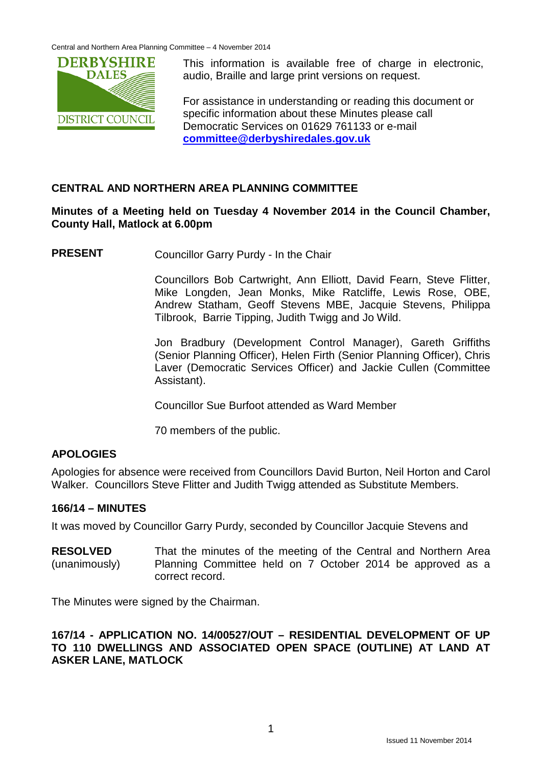This information is available free of charge in electronic, audio, Braille and large print versions on request.

For assistance in understanding or reading this document or specific information about these Minutes please call Democratic Services on 01629 761133 or e-mail **committee@derbyshiredales.gov.uk**

## CENTRAL AND NORTHERN AREA PLANNING COMMITTEE

**Minutes of a Meeting held on Tuesday 4 November 2014 in the Council Chamber, County Hall, Matlock at 6.00pm**

**PRESENT** Councillor Garry Purdy - In the Chair

Councillors Bob Cartwright, Ann Elliott, David Fearn, Steve Flitter, Mike Longden, Jean Monks, Mike Ratcliffe, Lewis Rose, OBE, Andrew Statham, Geoff Stevens MBE, Jacquie Stevens, Philippa Tilbrook, Barrie Tipping, Judith Twigg and Jo Wild.

Jon Bradbury (Development Control Manager), Gareth Griffiths (Senior Planning Officer), Helen Firth (Senior Planning Officer), Chris Laver (Democratic Services Officer) and Jackie Cullen (Committee Assistant).

Councillor Sue Burfoot attended as Ward Member

70 members of the public.

### APOLOGIES

Apologies for absence were received from Councillors David Burton, Neil Horton and Carol Walker. Councillors Steve Flitter and Judith Twigg attended as Substitute Members.

### 166/14 – MINUTES

It was moved by Councillor Garry Purdy, seconded by Councillor Jacquie Stevens and

**RESOLVED** (unanimously) That the minutes of the meeting of the Central and Northern Area Planning Committee held on 7 October 2014 be approved as a correct record.

The Minutes were signed by the Chairman.

### 167/14 - APPLICATION NO. 14/00527/OUT – RESIDENTIAL DEVELOPMENT OF UP TO 110 DWELLINGS AND ASSOCIATED OPEN SPACE (OUTLINE) AT LAND AT ASKER LANE, MATLOCK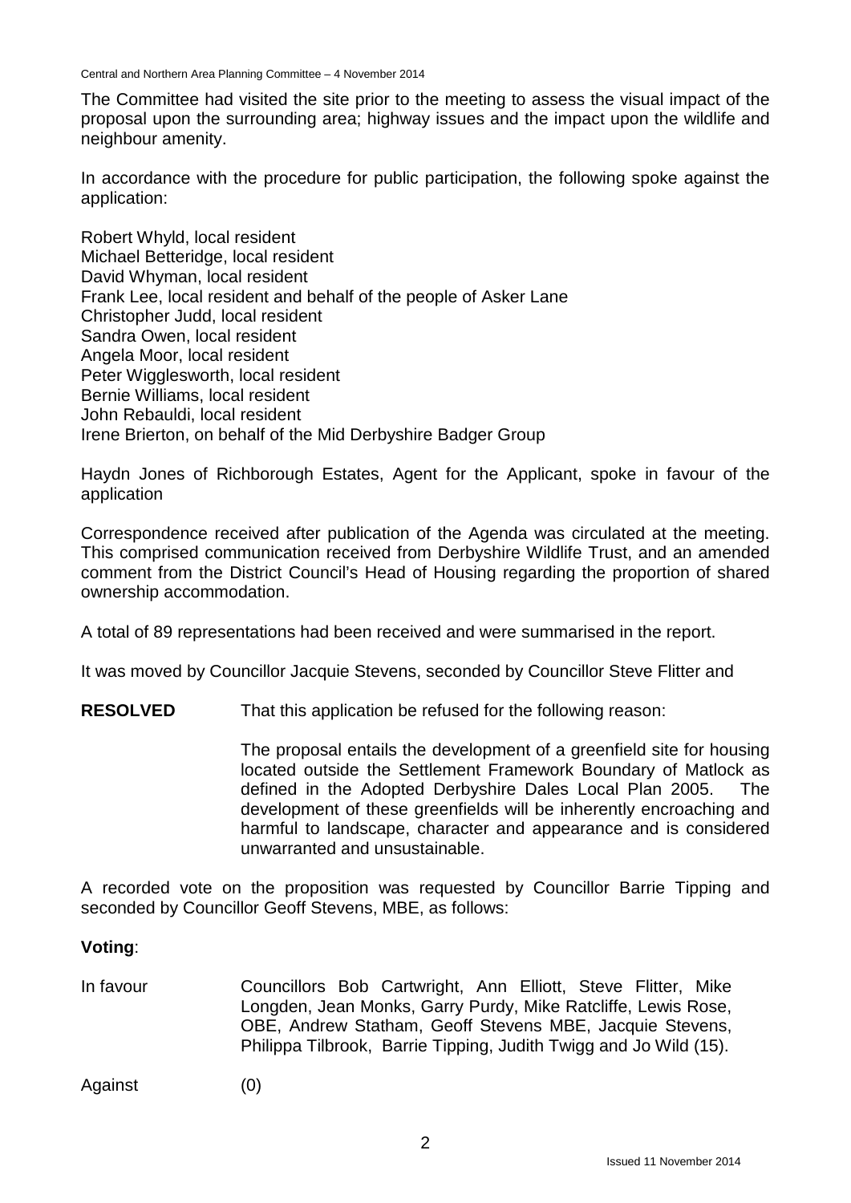The Committee had visited the site prior to the meeting to assess the visual impact of the proposal upon the surrounding area; highway issues and the impact upon the wildlife and neighbour amenity.

In accordance with the procedure for public participation, the following spoke against the application:

Robert Whyld, local resident
Michael Betteridge, local resident
David Whyman, local resident
Frank Lee, local resident and behalf of the people of Asker Lane
Christopher Judd, local resident
Sandra Owen, local resident
Angela Moor, local resident
Peter Wigglesworth, local resident
Bernie Williams, local resident
John Rebauldi, local resident
Irene Brierton, on behalf of the Mid Derbyshire Badger Group

Haydn Jones of Richborough Estates, Agent for the Applicant, spoke in favour of the application

Correspondence received after publication of the Agenda was circulated at the meeting. This comprised communication received from Derbyshire Wildlife Trust, and an amended comment from the District Council's Head of Housing regarding the proportion of shared ownership accommodation.

A total of 89 representations had been received and were summarised in the report.

It was moved by Councillor Jacquie Stevens, seconded by Councillor Steve Flitter and

**RESOLVED** That this application be refused for the following reason:

The proposal entails the development of a greenfield site for housing located outside the Settlement Framework Boundary of Matlock as defined in the Adopted Derbyshire Dales Local Plan 2005. The development of these greenfields will be inherently encroaching and harmful to landscape, character and appearance and is considered unwarranted and unsustainable.

A recorded vote on the proposition was requested by Councillor Barrie Tipping and seconded by Councillor Geoff Stevens, MBE, as follows:

**Voting**:

In favour: Councillors Bob Cartwright, Ann Elliott, Steve Flitter, Mike Longden, Jean Monks, Garry Purdy, Mike Ratcliffe, Lewis Rose, OBE, Andrew Statham, Geoff Stevens MBE, Jacquie Stevens, Philippa Tilbrook, Barrie Tipping, Judith Twigg and Jo Wild (15).

Against: (0)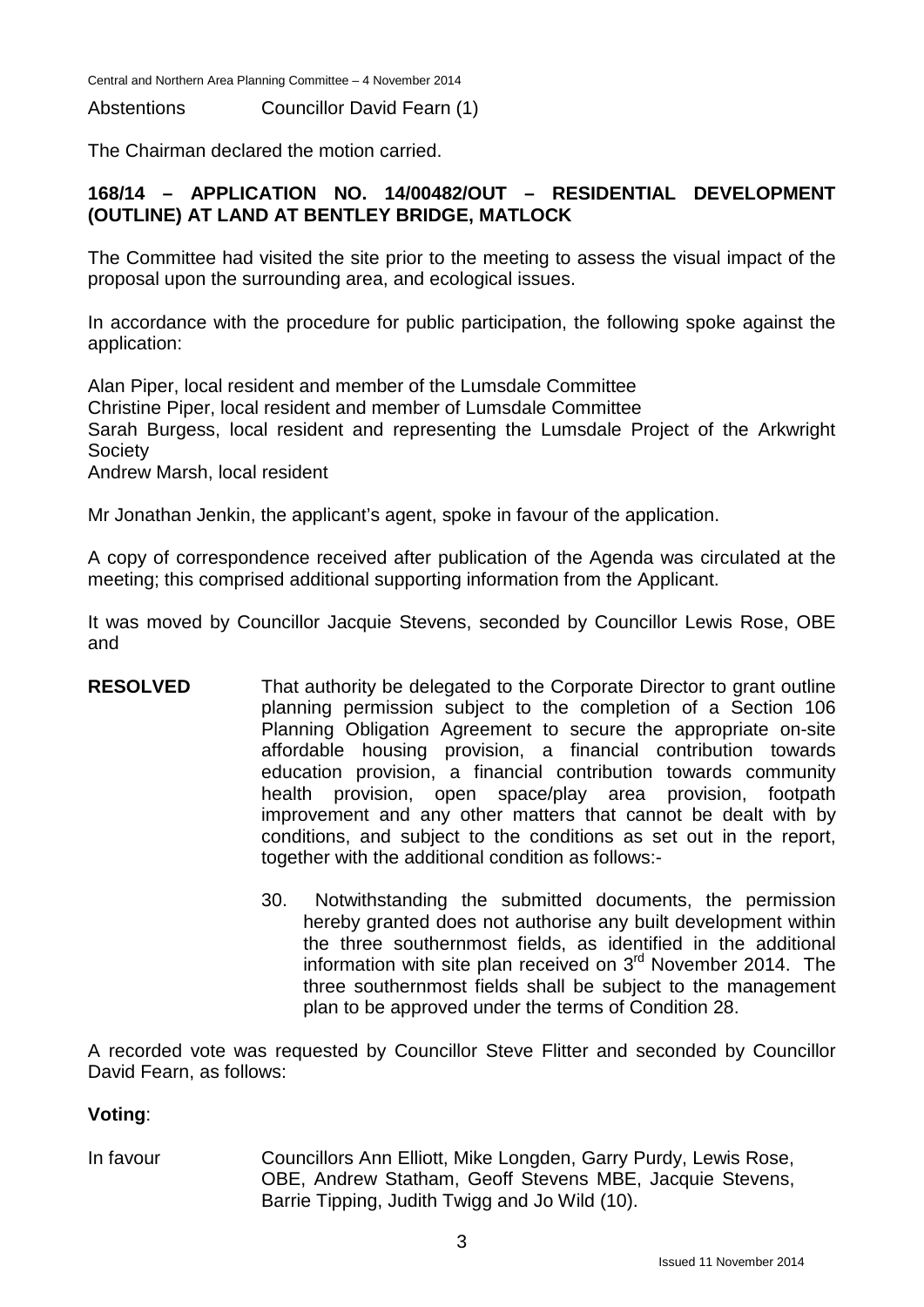Abstentions Councillor David Fearn (1)

The Chairman declared the motion carried.

**168/14 – APPLICATION NO. 14/00482/OUT – RESIDENTIAL DEVELOPMENT (OUTLINE) AT LAND AT BENTLEY BRIDGE, MATLOCK**

The Committee had visited the site prior to the meeting to assess the visual impact of the proposal upon the surrounding area, and ecological issues.

In accordance with the procedure for public participation, the following spoke against the application:

Alan Piper, local resident and member of the Lumsdale Committee
Christine Piper, local resident and member of Lumsdale Committee
Sarah Burgess, local resident and representing the Lumsdale Project of the Arkwright Society
Andrew Marsh, local resident

Mr Jonathan Jenkin, the applicant's agent, spoke in favour of the application.

A copy of correspondence received after publication of the Agenda was circulated at the meeting; this comprised additional supporting information from the Applicant.

It was moved by Councillor Jacquie Stevens, seconded by Councillor Lewis Rose, OBE and

**RESOLVED** That authority be delegated to the Corporate Director to grant outline planning permission subject to the completion of a Section 106 Planning Obligation Agreement to secure the appropriate on-site affordable housing provision, a financial contribution towards education provision, a financial contribution towards community health provision, open space/play area provision, footpath improvement and any other matters that cannot be dealt with by conditions, and subject to the conditions as set out in the report, together with the additional condition as follows:-

30. Notwithstanding the submitted documents, the permission hereby granted does not authorise any built development within the three southernmost fields, as identified in the additional information with site plan received on 3rd November 2014. The three southernmost fields shall be subject to the management plan to be approved under the terms of Condition 28.

A recorded vote was requested by Councillor Steve Flitter and seconded by Councillor David Fearn, as follows:

**Voting**:

In favour Councillors Ann Elliott, Mike Longden, Garry Purdy, Lewis Rose, OBE, Andrew Statham, Geoff Stevens MBE, Jacquie Stevens, Barrie Tipping, Judith Twigg and Jo Wild (10).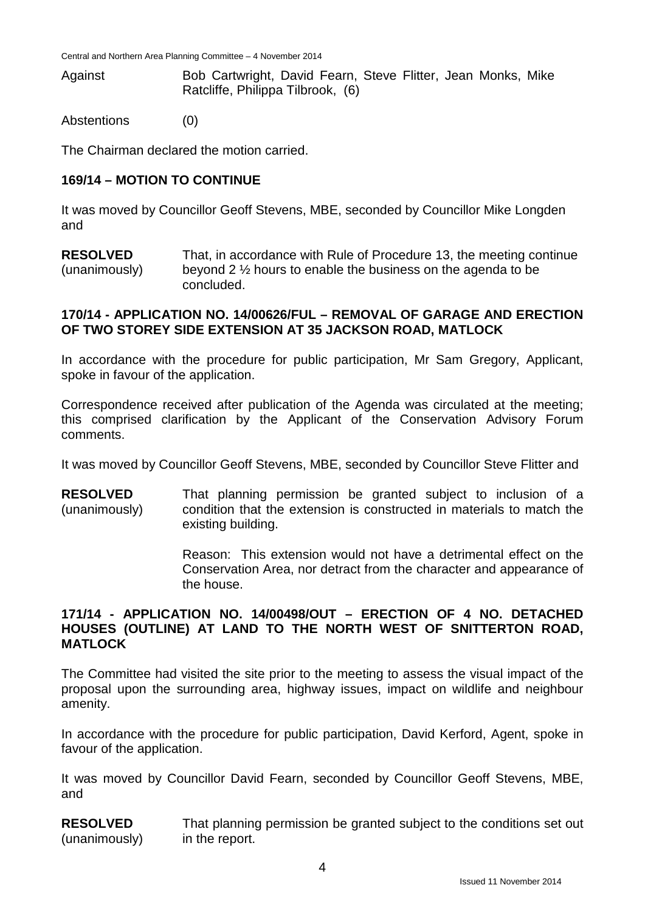| | |
|---|---|
| Against | Bob Cartwright, David Fearn, Steve Flitter, Jean Monks, Mike Ratcliffe, Philippa Tilbrook, (6) |
| Abstentions | (0) |

The Chairman declared the motion carried.

**169/14 – MOTION TO CONTINUE**

It was moved by Councillor Geoff Stevens, MBE, seconded by Councillor Mike Longden and

**RESOLVED** (unanimously) That, in accordance with Rule of Procedure 13, the meeting continue beyond 2 ½ hours to enable the business on the agenda to be concluded.

**170/14 - APPLICATION NO. 14/00626/FUL – REMOVAL OF GARAGE AND ERECTION OF TWO STOREY SIDE EXTENSION AT 35 JACKSON ROAD, MATLOCK**

In accordance with the procedure for public participation, Mr Sam Gregory, Applicant, spoke in favour of the application.

Correspondence received after publication of the Agenda was circulated at the meeting; this comprised clarification by the Applicant of the Conservation Advisory Forum comments.

It was moved by Councillor Geoff Stevens, MBE, seconded by Councillor Steve Flitter and

**RESOLVED** (unanimously) That planning permission be granted subject to inclusion of a condition that the extension is constructed in materials to match the existing building.

Reason: This extension would not have a detrimental effect on the Conservation Area, nor detract from the character and appearance of the house.

**171/14 - APPLICATION NO. 14/00498/OUT – ERECTION OF 4 NO. DETACHED HOUSES (OUTLINE) AT LAND TO THE NORTH WEST OF SNITTERTON ROAD, MATLOCK**

The Committee had visited the site prior to the meeting to assess the visual impact of the proposal upon the surrounding area, highway issues, impact on wildlife and neighbour amenity.

In accordance with the procedure for public participation, David Kerford, Agent, spoke in favour of the application.

It was moved by Councillor David Fearn, seconded by Councillor Geoff Stevens, MBE, and

**RESOLVED** (unanimously) That planning permission be granted subject to the conditions set out in the report.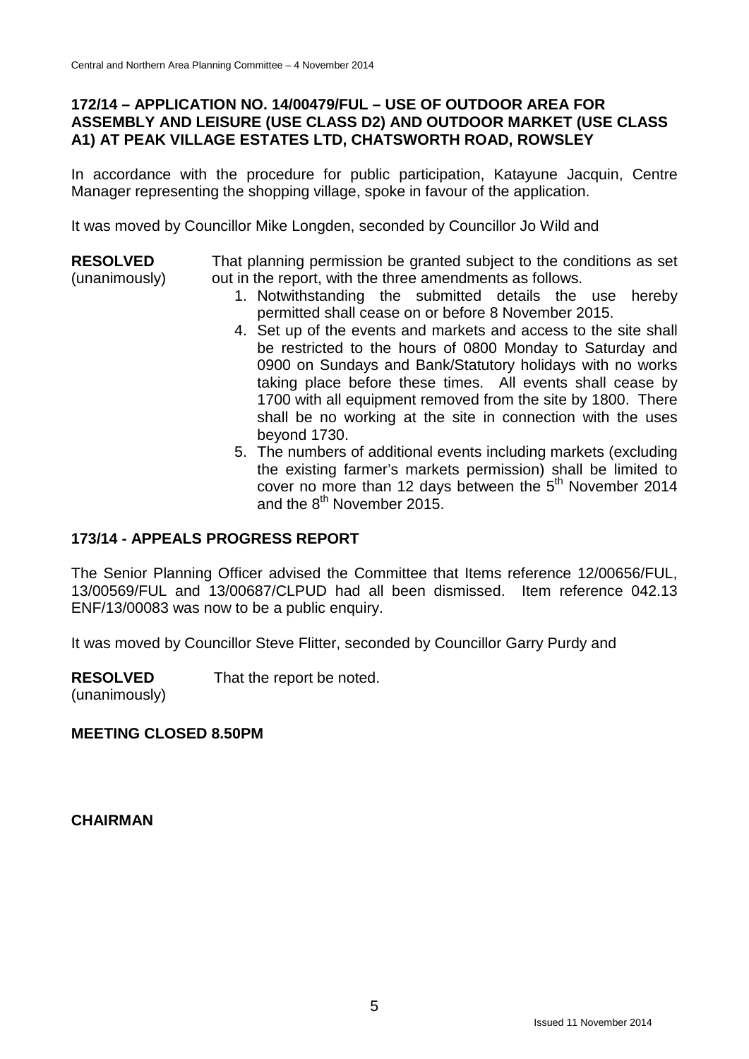### 172/14 – APPLICATION NO. 14/00479/FUL – USE OF OUTDOOR AREA FOR ASSEMBLY AND LEISURE (USE CLASS D2) AND OUTDOOR MARKET (USE CLASS A1) AT PEAK VILLAGE ESTATES LTD, CHATSWORTH ROAD, ROWSLEY

In accordance with the procedure for public participation, Katayune Jacquin, Centre Manager representing the shopping village, spoke in favour of the application.

It was moved by Councillor Mike Longden, seconded by Councillor Jo Wild and

**RESOLVED** (unanimously)

That planning permission be granted subject to the conditions as set out in the report, with the three amendments as follows.

1. Notwithstanding the submitted details the use hereby permitted shall cease on or before 8 November 2015.
4. Set up of the events and markets and access to the site shall be restricted to the hours of 0800 Monday to Saturday and 0900 on Sundays and Bank/Statutory holidays with no works taking place before these times. All events shall cease by 1700 with all equipment removed from the site by 1800. There shall be no working at the site in connection with the uses beyond 1730.
5. The numbers of additional events including markets (excluding the existing farmer's markets permission) shall be limited to cover no more than 12 days between the 5th November 2014 and the 8th November 2015.

### 173/14 - APPEALS PROGRESS REPORT

The Senior Planning Officer advised the Committee that Items reference 12/00656/FUL, 13/00569/FUL and 13/00687/CLPUD had all been dismissed. Item reference 042.13 ENF/13/00083 was now to be a public enquiry.

It was moved by Councillor Steve Flitter, seconded by Councillor Garry Purdy and

**RESOLVED** (unanimously)

That the report be noted.

**MEETING CLOSED 8.50PM**

**CHAIRMAN**